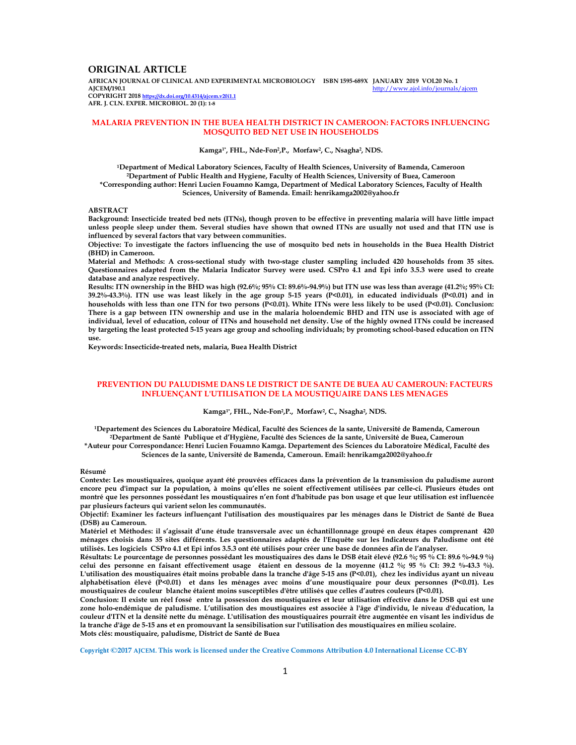## ORIGINAL ARTICLE

**AFRICAN JOURNAL OF CLINICAL AND EXPERIMENTAL MICROBIOLOGY ISBN 1595-689X JANUARY 2019 VOL20 No. 1**
**AJCEM/190.1** http://www.ajol.info/journals/ajcem
**COPYRIGHT 2018** https://dx.doi.org/10.4314/ajcem.v20i1.1
**AFR. J. CLN. EXPER. MICROBIOL. 20 (1): 1-8**

# MALARIA PREVENTION IN THE BUEA HEALTH DISTRICT IN CAMEROON: FACTORS INFLUENCING MOSQUITO BED NET USE IN HOUSEHOLDS

**Kamga[1*], FHL., Nde-Fon[2],P., Morfaw[2], C., Nsagha[2], NDS.**

[1]Department of Medical Laboratory Sciences, Faculty of Health Sciences, University of Bamenda, Cameroon
[2]Department of Public Health and Hygiene, Faculty of Health Sciences, University of Buea, Cameroon
*Corresponding author: Henri Lucien Fouamno Kamga, Department of Medical Laboratory Sciences, Faculty of Health Sciences, University of Bamenda. Email: henrikamga2002@yahoo.fr

## ABSTRACT

**Background:** Insecticide treated bed nets (ITNs), though proven to be effective in preventing malaria will have little impact unless people sleep under them. Several studies have shown that owned ITNs are usually not used and that ITN use is influenced by several factors that vary between communities.

**Objective:** To investigate the factors influencing the use of mosquito bed nets in households in the Buea Health District (BHD) in Cameroon.

**Material and Methods:** A cross-sectional study with two-stage cluster sampling included 420 households from 35 sites. Questionnaires adapted from the Malaria Indicator Survey were used. CSPro 4.1 and Epi info 3.5.3 were used to create database and analyze respectively.

**Results:** ITN ownership in the BHD was high (92.6%; 95% CI: 89.6%-94.9%) but ITN use was less than average (41.2%; 95% CI: 39.2%-43.3%). ITN use was least likely in the age group 5-15 years ($P<0.01$), in educated individuals ($P<0.01$) and in households with less than one ITN for two persons ($P<0.01$). White ITNs were less likely to be used ($P<0.01$). **Conclusion:** There is a gap between ITN ownership and use in the malaria holoendemic BHD and ITN use is associated with age of individual, level of education, colour of ITNs and household net density. Use of the highly owned ITNs could be increased by targeting the least protected 5-15 years age group and schooling individuals; by promoting school-based education on ITN use.

**Keywords:** Insecticide-treated nets, malaria, Buea Health District

# PREVENTION DU PALUDISME DANS LE DISTRICT DE SANTE DE BUEA AU CAMEROUN: FACTEURS INFLUENÇANT L'UTILISATION DE LA MOUSTIQUAIRE DANS LES MENAGES

**Kamga[1*], FHL., Nde-Fon[2],P., Morfaw[2], C., Nsagha[2], NDS.**

[1]Departement des Sciences du Laboratoire Médical, Faculté des Sciences de la sante, Université de Bamenda, Cameroun
[2]Department de Santé Publique et d'Hygiène, Faculté des Sciences de la sante, Université de Buea, Cameroun
*Auteur pour Correspondance: Henri Lucien Fouamno Kamga. Departement des Sciences du Laboratoire Médical, Faculté des Sciences de la sante, Université de Bamenda, Cameroun. Email: henrikamga2002@yahoo.fr

## Résumé

**Contexte:** Les moustiquaires, quoique ayant été prouvées efficaces dans la prévention de la transmission du paludisme auront encore peu d'impact sur la population, à moins qu'elles ne soient effectivement utilisées par celle-ci. Plusieurs études ont montré que les personnes possédant les moustiquaires n'en font d'habitude pas bon usage et que leur utilisation est influencée par plusieurs facteurs qui varient selon les communautés.

**Objectif:** Examiner les facteurs influençant l'utilisation des moustiquaires par les ménages dans le District de Santé de Buea (DSB) au Cameroun.

**Matériel et Méthodes:** il s'agissait d'une étude transversale avec un échantillonnage groupé en deux étapes comprenant 420 ménages choisis dans 35 sites différents. Les questionnaires adaptés de l'Enquête sur les Indicateurs du Paludisme ont été utilisés. Les logiciels CSPro 4.1 et Epi infos 3.5.3 ont été utilisés pour créer une base de données afin de l'analyser.

**Résultats:** Le pourcentage de personnes possédant les moustiquaires des dans le DSB était élevé (92.6 %; 95 % CI: 89.6 %-94.9 %) celui des personne en faisant effectivement usage étaient en dessous de la moyenne (41.2 %; 95 % CI: 39.2 %-43.3 %). L'utilisation des moustiquaires était moins probable dans la tranche d'âge 5-15 ans ($P<0.01$), chez les individus ayant un niveau alphabétisation élevé ($P<0.01$) et dans les ménages avec moins d'une moustiquaire pour deux personnes ($P<0.01$). Les moustiquaires de couleur blanche étaient moins susceptibles d'être utilisés que celles d'autres couleurs ($P<0.01$).

**Conclusion:** Il existe un réel fossé entre la possession des moustiquaires et leur utilisation effective dans le DSB qui est une zone holo-endémique de paludisme. L'utilisation des moustiquaires est associée à l'âge d'individu, le niveau d'éducation, la couleur d'ITN et la densité nette du ménage. L'utilisation des moustiquaires pourrait être augmentée en visant les individus de la tranche d'âge de 5-15 ans et en promouvant la sensibilisation sur l'utilisation des moustiquaires en milieu scolaire.

**Mots clés:** moustiquaire, paludisme, District de Santé de Buea

Copyright ©2017 AJCEM. This work is licensed under the Creative Commons Attribution 4.0 International License CC-BY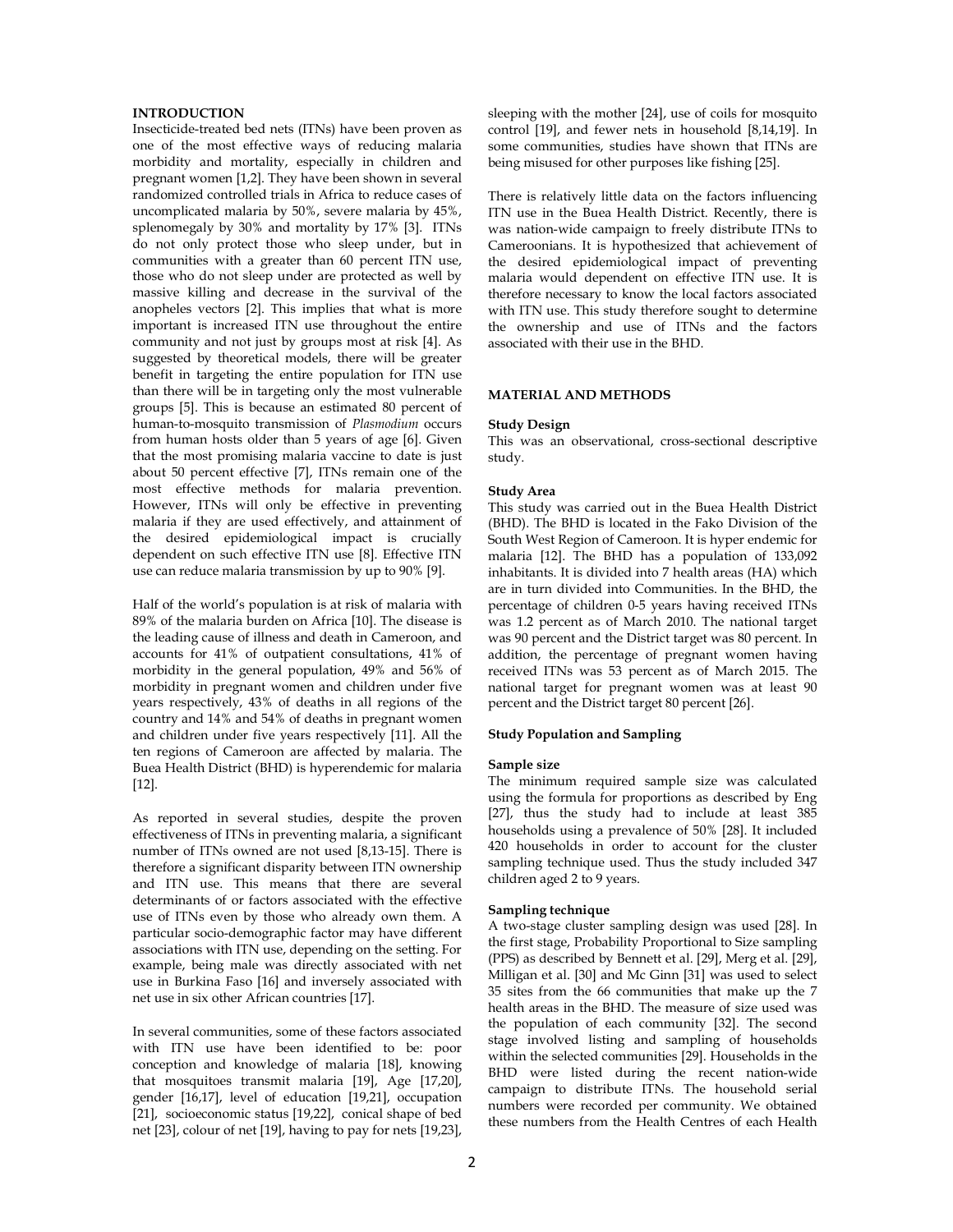## INTRODUCTION

Insecticide-treated bed nets (ITNs) have been proven as one of the most effective ways of reducing malaria morbidity and mortality, especially in children and pregnant women [1,2]. They have been shown in several randomized controlled trials in Africa to reduce cases of uncomplicated malaria by 50%, severe malaria by 45%, splenomegaly by 30% and mortality by 17% [3]. ITNs do not only protect those who sleep under, but in communities with a greater than 60 percent ITN use, those who do not sleep under are protected as well by massive killing and decrease in the survival of the anopheles vectors [2]. This implies that what is more important is increased ITN use throughout the entire community and not just by groups most at risk [4]. As suggested by theoretical models, there will be greater benefit in targeting the entire population for ITN use than there will be in targeting only the most vulnerable groups [5]. This is because an estimated 80 percent of human-to-mosquito transmission of *Plasmodium* occurs from human hosts older than 5 years of age [6]. Given that the most promising malaria vaccine to date is just about 50 percent effective [7], ITNs remain one of the most effective methods for malaria prevention. However, ITNs will only be effective in preventing malaria if they are used effectively, and attainment of the desired epidemiological impact is crucially dependent on such effective ITN use [8]. Effective ITN use can reduce malaria transmission by up to 90% [9].

Half of the world's population is at risk of malaria with 89% of the malaria burden on Africa [10]. The disease is the leading cause of illness and death in Cameroon, and accounts for 41% of outpatient consultations, 41% of morbidity in the general population, 49% and 56% of morbidity in pregnant women and children under five years respectively, 43% of deaths in all regions of the country and 14% and 54% of deaths in pregnant women and children under five years respectively [11]. All the ten regions of Cameroon are affected by malaria. The Buea Health District (BHD) is hyperendemic for malaria [12].

As reported in several studies, despite the proven effectiveness of ITNs in preventing malaria, a significant number of ITNs owned are not used [8,13-15]. There is therefore a significant disparity between ITN ownership and ITN use. This means that there are several determinants of or factors associated with the effective use of ITNs even by those who already own them. A particular socio-demographic factor may have different associations with ITN use, depending on the setting. For example, being male was directly associated with net use in Burkina Faso [16] and inversely associated with net use in six other African countries [17].

In several communities, some of these factors associated with ITN use have been identified to be: poor conception and knowledge of malaria [18], knowing that mosquitoes transmit malaria [19], Age [17,20], gender [16,17], level of education [19,21], occupation [21], socioeconomic status [19,22], conical shape of bed net [23], colour of net [19], having to pay for nets [19,23], sleeping with the mother [24], use of coils for mosquito control [19], and fewer nets in household [8,14,19]. In some communities, studies have shown that ITNs are being misused for other purposes like fishing [25].

There is relatively little data on the factors influencing ITN use in the Buea Health District. Recently, there is was nation-wide campaign to freely distribute ITNs to Cameroonians. It is hypothesized that achievement of the desired epidemiological impact of preventing malaria would dependent on effective ITN use. It is therefore necessary to know the local factors associated with ITN use. This study therefore sought to determine the ownership and use of ITNs and the factors associated with their use in the BHD.

## MATERIAL AND METHODS

### Study Design

This was an observational, cross-sectional descriptive study.

### Study Area

This study was carried out in the Buea Health District (BHD). The BHD is located in the Fako Division of the South West Region of Cameroon. It is hyper endemic for malaria [12]. The BHD has a population of 133,092 inhabitants. It is divided into 7 health areas (HA) which are in turn divided into Communities. In the BHD, the percentage of children 0-5 years having received ITNs was 1.2 percent as of March 2010. The national target was 90 percent and the District target was 80 percent. In addition, the percentage of pregnant women having received ITNs was 53 percent as of March 2015. The national target for pregnant women was at least 90 percent and the District target 80 percent [26].

### Study Population and Sampling

#### Sample size

The minimum required sample size was calculated using the formula for proportions as described by Eng [27], thus the study had to include at least 385 households using a prevalence of 50% [28]. It included 420 households in order to account for the cluster sampling technique used. Thus the study included 347 children aged 2 to 9 years.

#### Sampling technique

A two-stage cluster sampling design was used [28]. In the first stage, Probability Proportional to Size sampling (PPS) as described by Bennett et al. [29], Merg et al. [29], Milligan et al. [30] and Mc Ginn [31] was used to select 35 sites from the 66 communities that make up the 7 health areas in the BHD. The measure of size used was the population of each community [32]. The second stage involved listing and sampling of households within the selected communities [29]. Households in the BHD were listed during the recent nation-wide campaign to distribute ITNs. The household serial numbers were recorded per community. We obtained these numbers from the Health Centres of each Health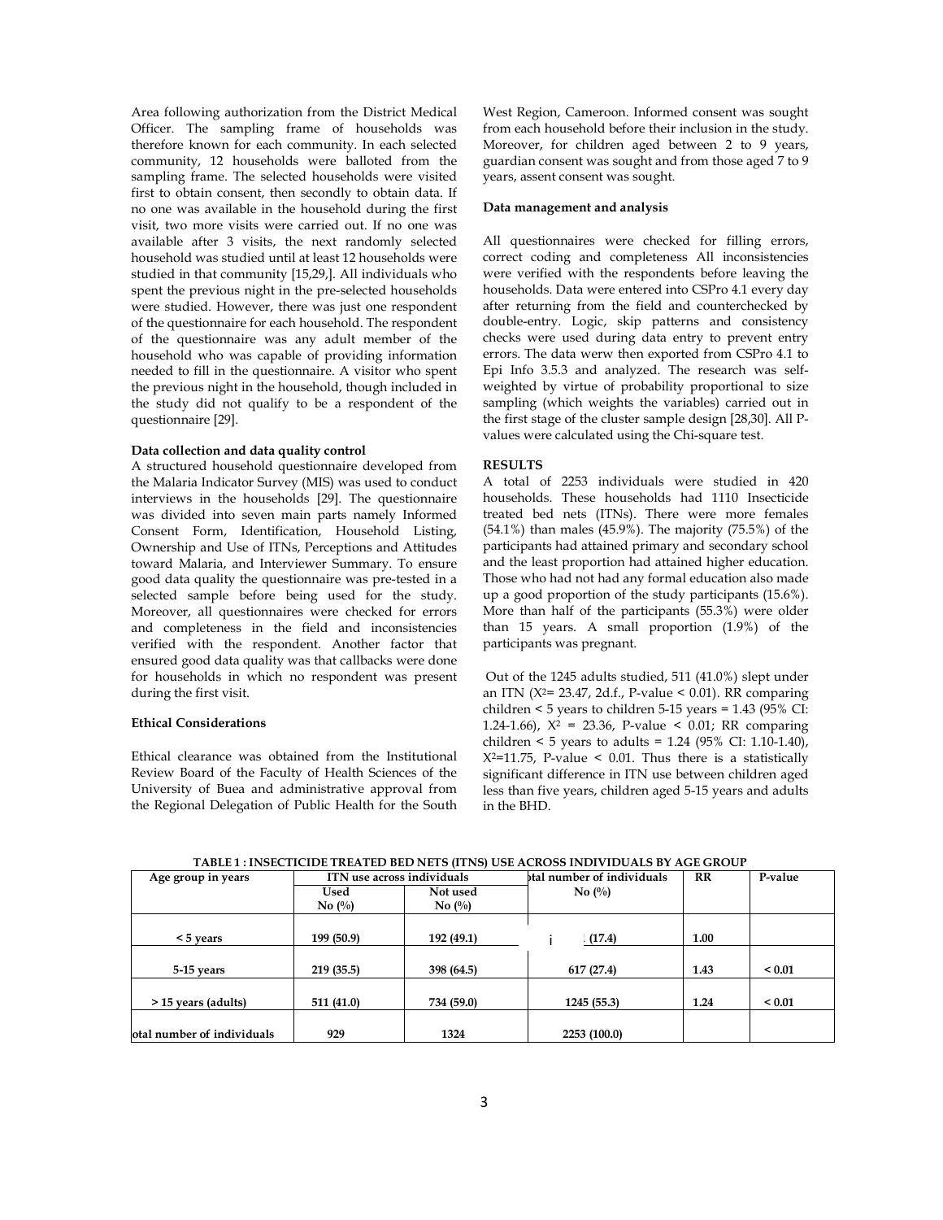Area following authorization from the District Medical Officer. The sampling frame of households was therefore known for each community. In each selected community, 12 households were balloted from the sampling frame. The selected households were visited first to obtain consent, then secondly to obtain data. If no one was available in the household during the first visit, two more visits were carried out. If no one was available after 3 visits, the next randomly selected household was studied until at least 12 households were studied in that community [15,29,]. All individuals who spent the previous night in the pre-selected households were studied. However, there was just one respondent of the questionnaire for each household. The respondent of the questionnaire was any adult member of the household who was capable of providing information needed to fill in the questionnaire. A visitor who spent the previous night in the household, though included in the study did not qualify to be a respondent of the questionnaire [29].

**Data collection and data quality control**

A structured household questionnaire developed from the Malaria Indicator Survey (MIS) was used to conduct interviews in the households [29]. The questionnaire was divided into seven main parts namely Informed Consent Form, Identification, Household Listing, Ownership and Use of ITNs, Perceptions and Attitudes toward Malaria, and Interviewer Summary. To ensure good data quality the questionnaire was pre-tested in a selected sample before being used for the study. Moreover, all questionnaires were checked for errors and completeness in the field and inconsistencies verified with the respondent. Another factor that ensured good data quality was that callbacks were done for households in which no respondent was present during the first visit.

**Ethical Considerations**

Ethical clearance was obtained from the Institutional Review Board of the Faculty of Health Sciences of the University of Buea and administrative approval from the Regional Delegation of Public Health for the South West Region, Cameroon. Informed consent was sought from each household before their inclusion in the study. Moreover, for children aged between 2 to 9 years, guardian consent was sought and from those aged 7 to 9 years, assent consent was sought.

**Data management and analysis**

All questionnaires were checked for filling errors, correct coding and completeness All inconsistencies were verified with the respondents before leaving the households. Data were entered into CSPro 4.1 every day after returning from the field and counterchecked by double-entry. Logic, skip patterns and consistency checks were used during data entry to prevent entry errors. The data werw then exported from CSPro 4.1 to Epi Info 3.5.3 and analyzed. The research was self-weighted by virtue of probability proportional to size sampling (which weights the variables) carried out in the first stage of the cluster sample design [28,30]. All P-values were calculated using the Chi-square test.

**RESULTS**

A total of 2253 individuals were studied in 420 households. These households had 1110 Insecticide treated bed nets (ITNs). There were more females (54.1%) than males (45.9%). The majority (75.5%) of the participants had attained primary and secondary school and the least proportion had attained higher education. Those who had not had any formal education also made up a good proportion of the study participants (15.6%). More than half of the participants (55.3%) were older than 15 years. A small proportion (1.9%) of the participants was pregnant.

Out of the 1245 adults studied, 511 (41.0%) slept under an ITN ($X^2$= 23.47, 2d.f., P-value < 0.01). RR comparing children < 5 years to children 5-15 years = 1.43 (95% CI: 1.24-1.66), $X^2$ = 23.36, P-value < 0.01; RR comparing children < 5 years to adults = 1.24 (95% CI: 1.10-1.40), $X^2$=11.75, P-value < 0.01. Thus there is a statistically significant difference in ITN use between children aged less than five years, children aged 5-15 years and adults in the BHD.

**TABLE 1 : INSECTICIDE TREATED BED NETS (ITNS) USE ACROSS INDIVIDUALS BY AGE GROUP**

| Age group in years | ITN use across individuals | | otal number of individuals | RR | P-value |
|---|---|---|---|---|---|
| | Used No (%) | Not used No (%) | No (%) | | |
| < 5 years | 199 (50.9) | 192 (49.1) | (17.4) | 1.00 | |
| 5-15 years | 219 (35.5) | 398 (64.5) | 617 (27.4) | 1.43 | < 0.01 |
| > 15 years (adults) | 511 (41.0) | 734 (59.0) | 1245 (55.3) | 1.24 | < 0.01 |
| otal number of individuals | 929 | 1324 | 2253 (100.0) | | |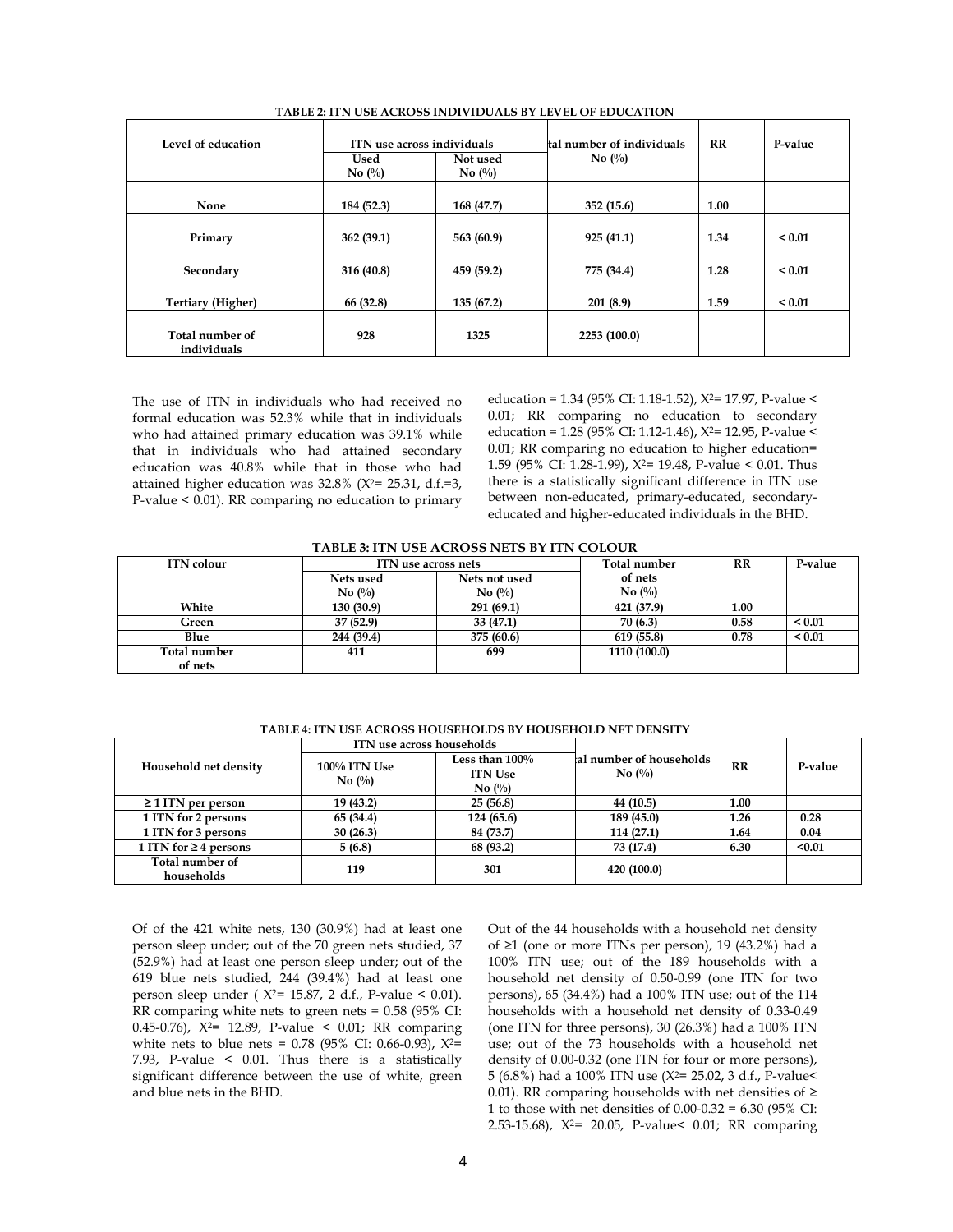**TABLE 2: ITN USE ACROSS INDIVIDUALS BY LEVEL OF EDUCATION**

| Level of education | ITN use across individuals | | tal number of individuals No (%) | RR | P-value |
|---|---|---|---|---|---|
| | Used No (%) | Not used No (%) | | | |
| None | 184 (52.3) | 168 (47.7) | 352 (15.6) | 1.00 | |
| Primary | 362 (39.1) | 563 (60.9) | 925 (41.1) | 1.34 | < 0.01 |
| Secondary | 316 (40.8) | 459 (59.2) | 775 (34.4) | 1.28 | < 0.01 |
| Tertiary (Higher) | 66 (32.8) | 135 (67.2) | 201 (8.9) | 1.59 | < 0.01 |
| Total number of individuals | 928 | 1325 | 2253 (100.0) | | |

The use of ITN in individuals who had received no formal education was 52.3% while that in individuals who had attained primary education was 39.1% while that in individuals who had attained secondary education was 40.8% while that in those who had attained higher education was 32.8% ($X^2$= 25.31, d.f.=3, P-value < 0.01). RR comparing no education to primary education = 1.34 (95% CI: 1.18-1.52), $X^2$= 17.97, P-value < 0.01; RR comparing no education to secondary education = 1.28 (95% CI: 1.12-1.46), $X^2$= 12.95, P-value < 0.01; RR comparing no education to higher education= 1.59 (95% CI: 1.28-1.99), $X^2$= 19.48, P-value < 0.01. Thus there is a statistically significant difference in ITN use between non-educated, primary-educated, secondary-educated and higher-educated individuals in the BHD.

**TABLE 3: ITN USE ACROSS NETS BY ITN COLOUR**

| ITN colour | ITN use across nets | | Total number of nets No (%) | RR | P-value |
|---|---|---|---|---|---|
| | Nets used No (%) | Nets not used No (%) | | | |
| White | 130 (30.9) | 291 (69.1) | 421 (37.9) | 1.00 | |
| Green | 37 (52.9) | 33 (47.1) | 70 (6.3) | 0.58 | < 0.01 |
| Blue | 244 (39.4) | 375 (60.6) | 619 (55.8) | 0.78 | < 0.01 |
| Total number of nets | 411 | 699 | 1110 (100.0) | | |

**TABLE 4: ITN USE ACROSS HOUSEHOLDS BY HOUSEHOLD NET DENSITY**

| Household net density | ITN use across households | | al number of households No (%) | RR | P-value |
|---|---|---|---|---|---|
| | 100% ITN Use No (%) | Less than 100% ITN Use No (%) | | | |
| ≥ 1 ITN per person | 19 (43.2) | 25 (56.8) | 44 (10.5) | 1.00 | |
| 1 ITN for 2 persons | 65 (34.4) | 124 (65.6) | 189 (45.0) | 1.26 | 0.28 |
| 1 ITN for 3 persons | 30 (26.3) | 84 (73.7) | 114 (27.1) | 1.64 | 0.04 |
| 1 ITN for ≥ 4 persons | 5 (6.8) | 68 (93.2) | 73 (17.4) | 6.30 | <0.01 |
| Total number of households | 119 | 301 | 420 (100.0) | | |

Of of the 421 white nets, 130 (30.9%) had at least one person sleep under; out of the 70 green nets studied, 37 (52.9%) had at least one person sleep under; out of the 619 blue nets studied, 244 (39.4%) had at least one person sleep under ( $X^2$= 15.87, 2 d.f., P-value < 0.01). RR comparing white nets to green nets = 0.58 (95% CI: 0.45-0.76), $X^2$= 12.89, P-value < 0.01; RR comparing white nets to blue nets = 0.78 (95% CI: 0.66-0.93), $X^2$= 7.93, P-value < 0.01. Thus there is a statistically significant difference between the use of white, green and blue nets in the BHD.

Out of the 44 households with a household net density of ≥1 (one or more ITNs per person), 19 (43.2%) had a 100% ITN use; out of the 189 households with a household net density of 0.50-0.99 (one ITN for two persons), 65 (34.4%) had a 100% ITN use; out of the 114 households with a household net density of 0.33-0.49 (one ITN for three persons), 30 (26.3%) had a 100% ITN use; out of the 73 households with a household net density of 0.00-0.32 (one ITN for four or more persons), 5 (6.8%) had a 100% ITN use ($X^2$= 25.02, 3 d.f., P-value< 0.01). RR comparing households with net densities of ≥ 1 to those with net densities of 0.00-0.32 = 6.30 (95% CI: 2.53-15.68), $X^2$= 20.05, P-value< 0.01; RR comparing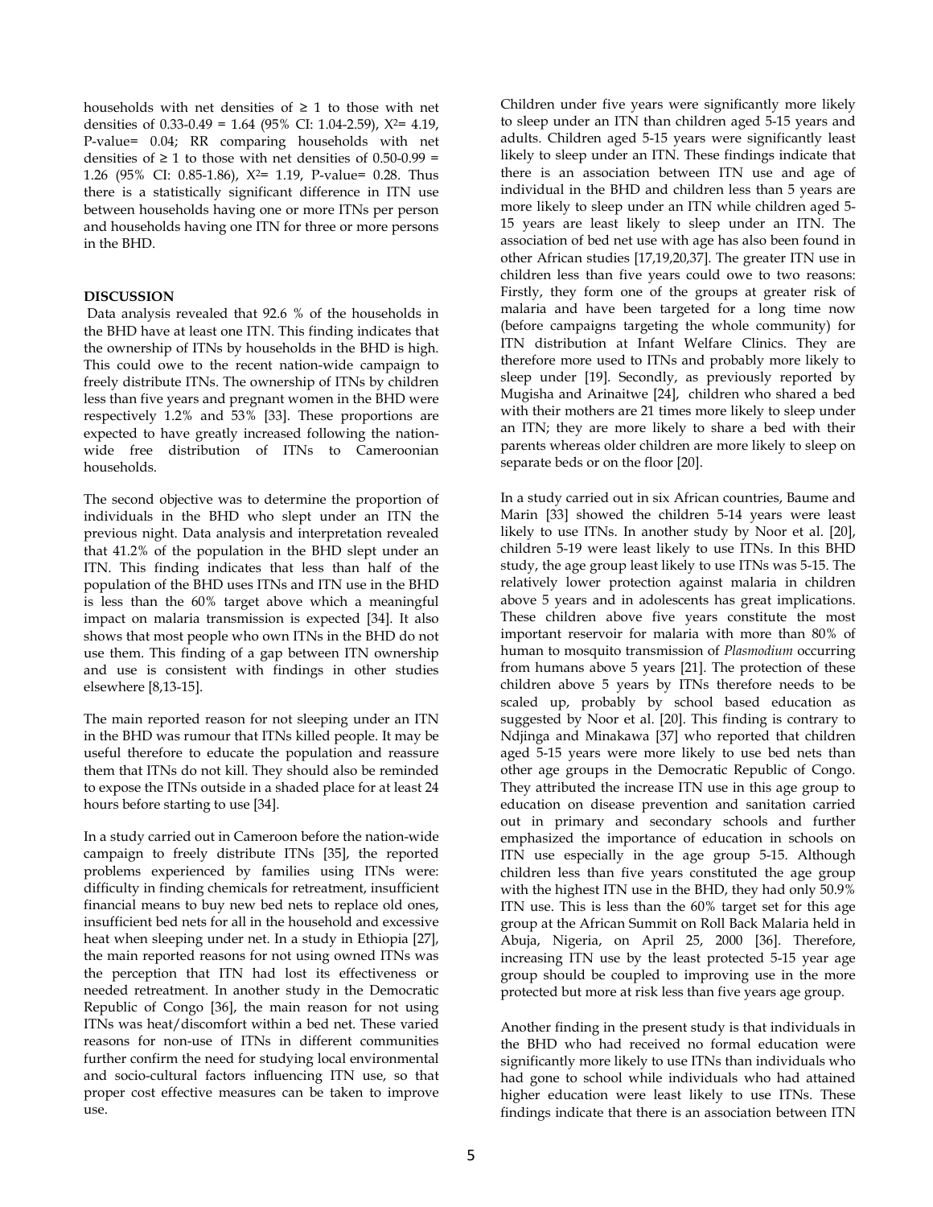households with net densities of ≥ 1 to those with net densities of 0.33-0.49 = 1.64 (95% CI: 1.04-2.59), $X^2$= 4.19, P-value= 0.04; RR comparing households with net densities of ≥ 1 to those with net densities of 0.50-0.99 = 1.26 (95% CI: 0.85-1.86), $X^2$= 1.19, P-value= 0.28. Thus there is a statistically significant difference in ITN use between households having one or more ITNs per person and households having one ITN for three or more persons in the BHD.

## DISCUSSION

Data analysis revealed that 92.6 % of the households in the BHD have at least one ITN. This finding indicates that the ownership of ITNs by households in the BHD is high. This could owe to the recent nation-wide campaign to freely distribute ITNs. The ownership of ITNs by children less than five years and pregnant women in the BHD were respectively 1.2% and 53% [33]. These proportions are expected to have greatly increased following the nation-wide free distribution of ITNs to Cameroonian households.

The second objective was to determine the proportion of individuals in the BHD who slept under an ITN the previous night. Data analysis and interpretation revealed that 41.2% of the population in the BHD slept under an ITN. This finding indicates that less than half of the population of the BHD uses ITNs and ITN use in the BHD is less than the 60% target above which a meaningful impact on malaria transmission is expected [34]. It also shows that most people who own ITNs in the BHD do not use them. This finding of a gap between ITN ownership and use is consistent with findings in other studies elsewhere [8,13-15].

The main reported reason for not sleeping under an ITN in the BHD was rumour that ITNs killed people. It may be useful therefore to educate the population and reassure them that ITNs do not kill. They should also be reminded to expose the ITNs outside in a shaded place for at least 24 hours before starting to use [34].

In a study carried out in Cameroon before the nation-wide campaign to freely distribute ITNs [35], the reported problems experienced by families using ITNs were: difficulty in finding chemicals for retreatment, insufficient financial means to buy new bed nets to replace old ones, insufficient bed nets for all in the household and excessive heat when sleeping under net. In a study in Ethiopia [27], the main reported reasons for not using owned ITNs was the perception that ITN had lost its effectiveness or needed retreatment. In another study in the Democratic Republic of Congo [36], the main reason for not using ITNs was heat/discomfort within a bed net. These varied reasons for non-use of ITNs in different communities further confirm the need for studying local environmental and socio-cultural factors influencing ITN use, so that proper cost effective measures can be taken to improve use.

Children under five years were significantly more likely to sleep under an ITN than children aged 5-15 years and adults. Children aged 5-15 years were significantly least likely to sleep under an ITN. These findings indicate that there is an association between ITN use and age of individual in the BHD and children less than 5 years are more likely to sleep under an ITN while children aged 5-15 years are least likely to sleep under an ITN. The association of bed net use with age has also been found in other African studies [17,19,20,37]. The greater ITN use in children less than five years could owe to two reasons: Firstly, they form one of the groups at greater risk of malaria and have been targeted for a long time now (before campaigns targeting the whole community) for ITN distribution at Infant Welfare Clinics. They are therefore more used to ITNs and probably more likely to sleep under [19]. Secondly, as previously reported by Mugisha and Arinaitwe [24], children who shared a bed with their mothers are 21 times more likely to sleep under an ITN; they are more likely to share a bed with their parents whereas older children are more likely to sleep on separate beds or on the floor [20].

In a study carried out in six African countries, Baume and Marin [33] showed the children 5-14 years were least likely to use ITNs. In another study by Noor et al. [20], children 5-19 were least likely to use ITNs. In this BHD study, the age group least likely to use ITNs was 5-15. The relatively lower protection against malaria in children above 5 years and in adolescents has great implications. These children above five years constitute the most important reservoir for malaria with more than 80% of human to mosquito transmission of *Plasmodium* occurring from humans above 5 years [21]. The protection of these children above 5 years by ITNs therefore needs to be scaled up, probably by school based education as suggested by Noor et al. [20]. This finding is contrary to Ndjinga and Minakawa [37] who reported that children aged 5-15 years were more likely to use bed nets than other age groups in the Democratic Republic of Congo. They attributed the increase ITN use in this age group to education on disease prevention and sanitation carried out in primary and secondary schools and further emphasized the importance of education in schools on ITN use especially in the age group 5-15. Although children less than five years constituted the age group with the highest ITN use in the BHD, they had only 50.9% ITN use. This is less than the 60% target set for this age group at the African Summit on Roll Back Malaria held in Abuja, Nigeria, on April 25, 2000 [36]. Therefore, increasing ITN use by the least protected 5-15 year age group should be coupled to improving use in the more protected but more at risk less than five years age group.

Another finding in the present study is that individuals in the BHD who had received no formal education were significantly more likely to use ITNs than individuals who had gone to school while individuals who had attained higher education were least likely to use ITNs. These findings indicate that there is an association between ITN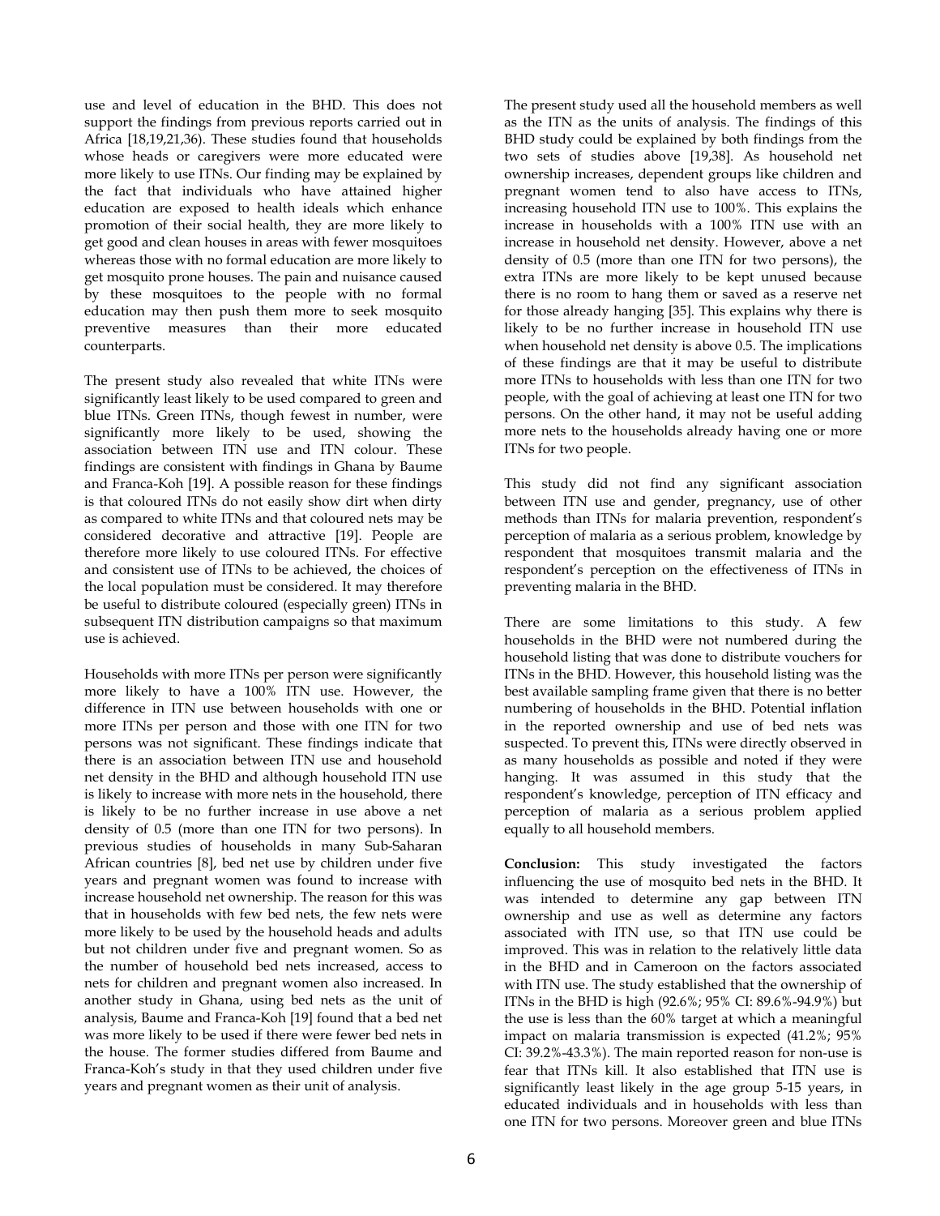use and level of education in the BHD. This does not support the findings from previous reports carried out in Africa [18,19,21,36). These studies found that households whose heads or caregivers were more educated were more likely to use ITNs. Our finding may be explained by the fact that individuals who have attained higher education are exposed to health ideals which enhance promotion of their social health, they are more likely to get good and clean houses in areas with fewer mosquitoes whereas those with no formal education are more likely to get mosquito prone houses. The pain and nuisance caused by these mosquitoes to the people with no formal education may then push them more to seek mosquito preventive measures than their more educated counterparts.

The present study also revealed that white ITNs were significantly least likely to be used compared to green and blue ITNs. Green ITNs, though fewest in number, were significantly more likely to be used, showing the association between ITN use and ITN colour. These findings are consistent with findings in Ghana by Baume and Franca-Koh [19]. A possible reason for these findings is that coloured ITNs do not easily show dirt when dirty as compared to white ITNs and that coloured nets may be considered decorative and attractive [19]. People are therefore more likely to use coloured ITNs. For effective and consistent use of ITNs to be achieved, the choices of the local population must be considered. It may therefore be useful to distribute coloured (especially green) ITNs in subsequent ITN distribution campaigns so that maximum use is achieved.

Households with more ITNs per person were significantly more likely to have a 100% ITN use. However, the difference in ITN use between households with one or more ITNs per person and those with one ITN for two persons was not significant. These findings indicate that there is an association between ITN use and household net density in the BHD and although household ITN use is likely to increase with more nets in the household, there is likely to be no further increase in use above a net density of 0.5 (more than one ITN for two persons). In previous studies of households in many Sub-Saharan African countries [8], bed net use by children under five years and pregnant women was found to increase with increase household net ownership. The reason for this was that in households with few bed nets, the few nets were more likely to be used by the household heads and adults but not children under five and pregnant women. So as the number of household bed nets increased, access to nets for children and pregnant women also increased. In another study in Ghana, using bed nets as the unit of analysis, Baume and Franca-Koh [19] found that a bed net was more likely to be used if there were fewer bed nets in the house. The former studies differed from Baume and Franca-Koh's study in that they used children under five years and pregnant women as their unit of analysis.

The present study used all the household members as well as the ITN as the units of analysis. The findings of this BHD study could be explained by both findings from the two sets of studies above [19,38]. As household net ownership increases, dependent groups like children and pregnant women tend to also have access to ITNs, increasing household ITN use to 100%. This explains the increase in households with a 100% ITN use with an increase in household net density. However, above a net density of 0.5 (more than one ITN for two persons), the extra ITNs are more likely to be kept unused because there is no room to hang them or saved as a reserve net for those already hanging [35]. This explains why there is likely to be no further increase in household ITN use when household net density is above 0.5. The implications of these findings are that it may be useful to distribute more ITNs to households with less than one ITN for two people, with the goal of achieving at least one ITN for two persons. On the other hand, it may not be useful adding more nets to the households already having one or more ITNs for two people.

This study did not find any significant association between ITN use and gender, pregnancy, use of other methods than ITNs for malaria prevention, respondent's perception of malaria as a serious problem, knowledge by respondent that mosquitoes transmit malaria and the respondent's perception on the effectiveness of ITNs in preventing malaria in the BHD.

There are some limitations to this study. A few households in the BHD were not numbered during the household listing that was done to distribute vouchers for ITNs in the BHD. However, this household listing was the best available sampling frame given that there is no better numbering of households in the BHD. Potential inflation in the reported ownership and use of bed nets was suspected. To prevent this, ITNs were directly observed in as many households as possible and noted if they were hanging. It was assumed in this study that the respondent's knowledge, perception of ITN efficacy and perception of malaria as a serious problem applied equally to all household members.

**Conclusion:** This study investigated the factors influencing the use of mosquito bed nets in the BHD. It was intended to determine any gap between ITN ownership and use as well as determine any factors associated with ITN use, so that ITN use could be improved. This was in relation to the relatively little data in the BHD and in Cameroon on the factors associated with ITN use. The study established that the ownership of ITNs in the BHD is high (92.6%; 95% CI: 89.6%-94.9%) but the use is less than the 60% target at which a meaningful impact on malaria transmission is expected (41.2%; 95% CI: 39.2%-43.3%). The main reported reason for non-use is fear that ITNs kill. It also established that ITN use is significantly least likely in the age group 5-15 years, in educated individuals and in households with less than one ITN for two persons. Moreover green and blue ITNs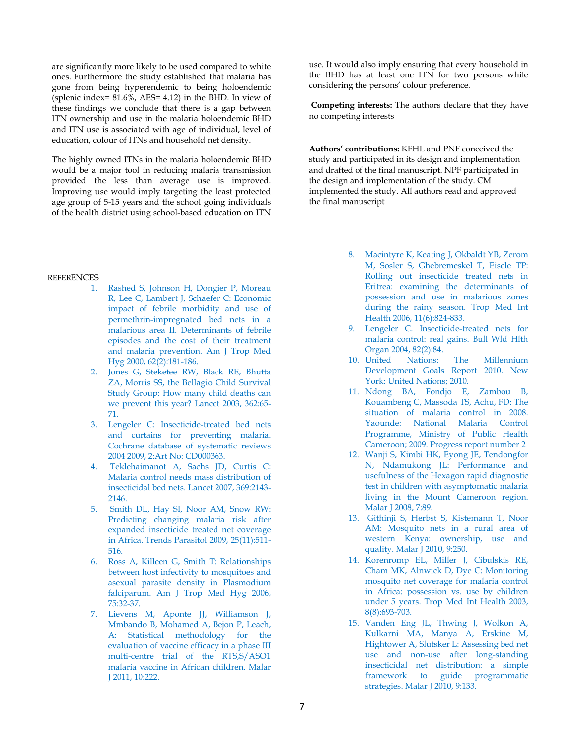are significantly more likely to be used compared to white ones. Furthermore the study established that malaria has gone from being hyperendemic to being holoendemic (splenic index= 81.6%, AES= 4.12) in the BHD. In view of these findings we conclude that there is a gap between ITN ownership and use in the malaria holoendemic BHD and ITN use is associated with age of individual, level of education, colour of ITNs and household net density.

The highly owned ITNs in the malaria holoendemic BHD would be a major tool in reducing malaria transmission provided the less than average use is improved. Improving use would imply targeting the least protected age group of 5-15 years and the school going individuals of the health district using school-based education on ITN use. It would also imply ensuring that every household in the BHD has at least one ITN for two persons while considering the persons' colour preference.

**Competing interests:** The authors declare that they have no competing interests

**Authors' contributions:** KFHL and PNF conceived the study and participated in its design and implementation and drafted of the final manuscript. NPF participated in the design and implementation of the study. CM implemented the study. All authors read and approved the final manuscript

REFERENCES

1. Rashed S, Johnson H, Dongier P, Moreau R, Lee C, Lambert J, Schaefer C: Economic impact of febrile morbidity and use of permethrin-impregnated bed nets in a malarious area II. Determinants of febrile episodes and the cost of their treatment and malaria prevention. Am J Trop Med Hyg 2000, 62(2):181-186.
2. Jones G, Steketee RW, Black RE, Bhutta ZA, Morris SS, the Bellagio Child Survival Study Group: How many child deaths can we prevent this year? Lancet 2003, 362:65-71.
3. Lengeler C: Insecticide-treated bed nets and curtains for preventing malaria. Cochrane database of systematic reviews 2004 2009, 2:Art No: CD000363.
4. Teklehaimanot A, Sachs JD, Curtis C: Malaria control needs mass distribution of insecticidal bed nets. Lancet 2007, 369:2143-2146.
5. Smith DL, Hay SI, Noor AM, Snow RW: Predicting changing malaria risk after expanded insecticide treated net coverage in Africa. Trends Parasitol 2009, 25(11):511-516.
6. Ross A, Killeen G, Smith T: Relationships between host infectivity to mosquitoes and asexual parasite density in Plasmodium falciparum. Am J Trop Med Hyg 2006, 75:32-37.
7. Lievens M, Aponte JJ, Williamson J, Mmbando B, Mohamed A, Bejon P, Leach, A: Statistical methodology for the evaluation of vaccine efficacy in a phase III multi-centre trial of the RTS,S/ASO1 malaria vaccine in African children. Malar J 2011, 10:222.
8. Macintyre K, Keating J, Okbaldt YB, Zerom M, Sosler S, Ghebremeskel T, Eisele TP: Rolling out insecticide treated nets in Eritrea: examining the determinants of possession and use in malarious zones during the rainy season. Trop Med Int Health 2006, 11(6):824-833.
9. Lengeler C. Insecticide-treated nets for malaria control: real gains. Bull Wld Hlth Organ 2004, 82(2):84.
10. United Nations: The Millennium Development Goals Report 2010. New York: United Nations; 2010.
11. Ndong BA, Fondjo E, Zambou B, Kouambeng C, Massoda TS, Achu, FD: The situation of malaria control in 2008. Yaounde: National Malaria Control Programme, Ministry of Public Health Cameroon; 2009. Progress report number 2
12. Wanji S, Kimbi HK, Eyong JE, Tendongfor N, Ndamukong JL: Performance and usefulness of the Hexagon rapid diagnostic test in children with asymptomatic malaria living in the Mount Cameroon region. Malar J 2008, 7:89.
13. Githinji S, Herbst S, Kistemann T, Noor AM: Mosquito nets in a rural area of western Kenya: ownership, use and quality. Malar J 2010, 9:250.
14. Korenromp EL, Miller J, Cibulskis RE, Cham MK, Alnwick D, Dye C: Monitoring mosquito net coverage for malaria control in Africa: possession vs. use by children under 5 years. Trop Med Int Health 2003, 8(8):693-703.
15. Vanden Eng JL, Thwing J, Wolkon A, Kulkarni MA, Manya A, Erskine M, Hightower A, Slutsker L: Assessing bed net use and non-use after long-standing insecticidal net distribution: a simple framework to guide programmatic strategies. Malar J 2010, 9:133.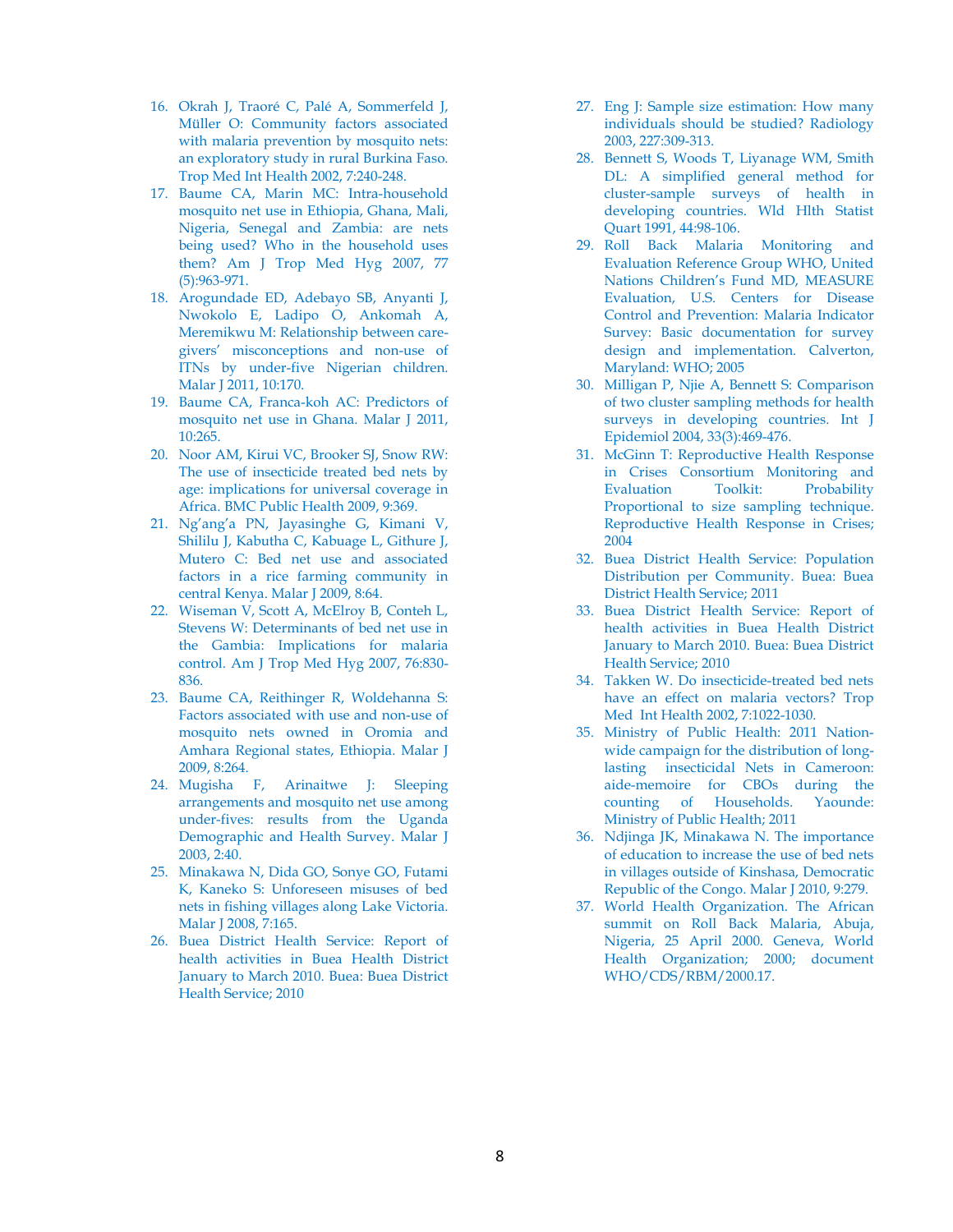16. Okrah J, Traoré C, Palé A, Sommerfeld J, Müller O: Community factors associated with malaria prevention by mosquito nets: an exploratory study in rural Burkina Faso. Trop Med Int Health 2002, 7:240-248.
17. Baume CA, Marin MC: Intra-household mosquito net use in Ethiopia, Ghana, Mali, Nigeria, Senegal and Zambia: are nets being used? Who in the household uses them? Am J Trop Med Hyg 2007, 77 (5):963-971.
18. Arogundade ED, Adebayo SB, Anyanti J, Nwokolo E, Ladipo O, Ankomah A, Meremikwu M: Relationship between care-givers' misconceptions and non-use of ITNs by under-five Nigerian children. Malar J 2011, 10:170.
19. Baume CA, Franca-koh AC: Predictors of mosquito net use in Ghana. Malar J 2011, 10:265.
20. Noor AM, Kirui VC, Brooker SJ, Snow RW: The use of insecticide treated bed nets by age: implications for universal coverage in Africa. BMC Public Health 2009, 9:369.
21. Ng'ang'a PN, Jayasinghe G, Kimani V, Shililu J, Kabutha C, Kabuage L, Githure J, Mutero C: Bed net use and associated factors in a rice farming community in central Kenya. Malar J 2009, 8:64.
22. Wiseman V, Scott A, McElroy B, Conteh L, Stevens W: Determinants of bed net use in the Gambia: Implications for malaria control. Am J Trop Med Hyg 2007, 76:830-836.
23. Baume CA, Reithinger R, Woldehanna S: Factors associated with use and non-use of mosquito nets owned in Oromia and Amhara Regional states, Ethiopia. Malar J 2009, 8:264.
24. Mugisha F, Arinaitwe J: Sleeping arrangements and mosquito net use among under-fives: results from the Uganda Demographic and Health Survey. Malar J 2003, 2:40.
25. Minakawa N, Dida GO, Sonye GO, Futami K, Kaneko S: Unforeseen misuses of bed nets in fishing villages along Lake Victoria. Malar J 2008, 7:165.
26. Buea District Health Service: Report of health activities in Buea Health District January to March 2010. Buea: Buea District Health Service; 2010
27. Eng J: Sample size estimation: How many individuals should be studied? Radiology 2003, 227:309-313.
28. Bennett S, Woods T, Liyanage WM, Smith DL: A simplified general method for cluster-sample surveys of health in developing countries. Wld Hlth Statist Quart 1991, 44:98-106.
29. Roll Back Malaria Monitoring and Evaluation Reference Group WHO, United Nations Children's Fund MD, MEASURE Evaluation, U.S. Centers for Disease Control and Prevention: Malaria Indicator Survey: Basic documentation for survey design and implementation. Calverton, Maryland: WHO; 2005
30. Milligan P, Njie A, Bennett S: Comparison of two cluster sampling methods for health surveys in developing countries. Int J Epidemiol 2004, 33(3):469-476.
31. McGinn T: Reproductive Health Response in Crises Consortium Monitoring and Evaluation Toolkit: Probability Proportional to size sampling technique. Reproductive Health Response in Crises; 2004
32. Buea District Health Service: Population Distribution per Community. Buea: Buea District Health Service; 2011
33. Buea District Health Service: Report of health activities in Buea Health District January to March 2010. Buea: Buea District Health Service; 2010
34. Takken W. Do insecticide-treated bed nets have an effect on malaria vectors? Trop Med Int Health 2002, 7:1022-1030.
35. Ministry of Public Health: 2011 Nation-wide campaign for the distribution of long-lasting insecticidal Nets in Cameroon: aide-memoire for CBOs during the counting of Households. Yaounde: Ministry of Public Health; 2011
36. Ndjinga JK, Minakawa N. The importance of education to increase the use of bed nets in villages outside of Kinshasa, Democratic Republic of the Congo. Malar J 2010, 9:279.
37. World Health Organization. The African summit on Roll Back Malaria, Abuja, Nigeria, 25 April 2000. Geneva, World Health Organization; 2000; document WHO/CDS/RBM/2000.17.